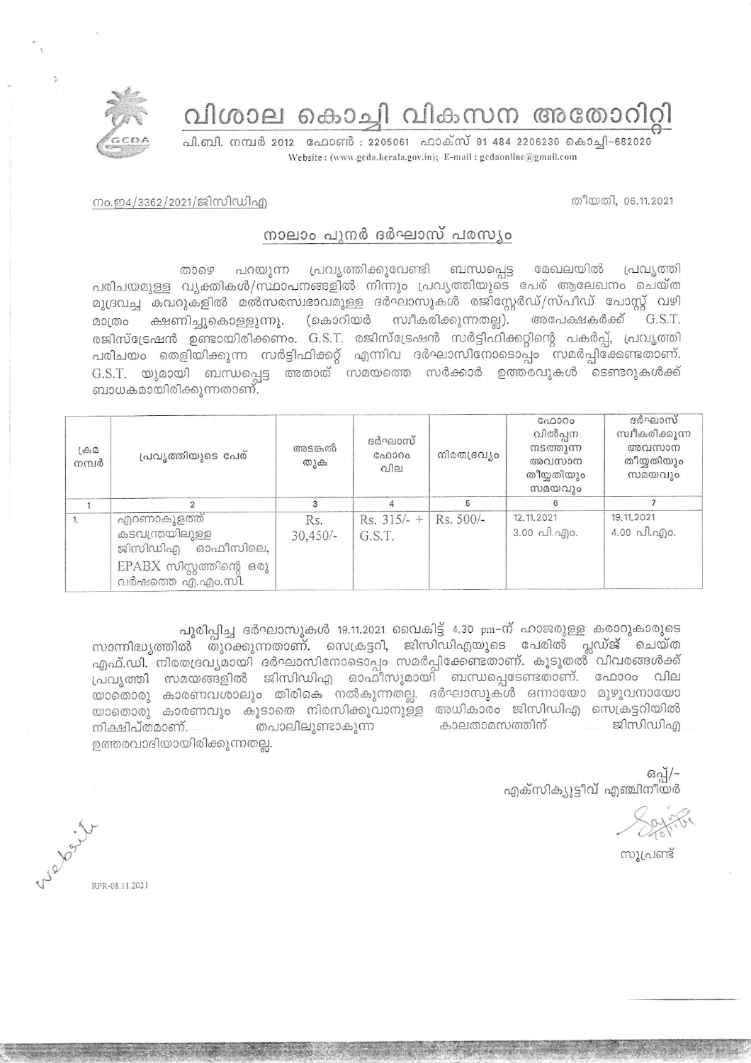# വിശാല കൊച്ചി വികസന അതോറിറ്റി

പി.ബി. നമ്പർ 2012 ഫോൺ : 2205061 ഫാക്സ് 91 484 2206230 കൊച്ചി-682020

Website : (www.gcda.kerala.gov.in); E-mail : gcdaonline@gmail.com

നം.ഇ4/3362/2021/ജിസിഡിഎ

തീയതി, 06.11.2021

## നാലാം പുനർ ദർഘാസ് പരസ്യം

താഴെ പറയുന്ന പ്രവൃത്തിക്കുവേണ്ടി ബന്ധപ്പെട്ട മേഖലയിൽ പ്രവൃത്തി പരിചയമുള്ള വ്യക്തികൾ/സ്ഥാപനങ്ങളിൽ നിന്നും പ്രവൃത്തിയുടെ പേര് ആലേഖനം ചെയ്ത മുദ്രവച്ച കവറുകളിൽ മൽസരസ്വഭാവമുള്ള ദർഘാസുകൾ രജിസ്റ്റേർഡ്/സ്പീഡ് പോസ്റ്റ് വഴി മാത്രം ക്ഷണിച്ചുകൊള്ളുന്നു. (കൊറിയർ സ്വീകരിക്കുന്നതല്ല). അപേക്ഷകർക്ക് G.S.T. രജിസ്ട്രേഷൻ ഉണ്ടായിരിക്കണം. G.S.T. രജിസ്ട്രേഷൻ സർട്ടിഫിക്കറ്റിന്റെ പകർപ്പ്, പ്രവൃത്തി പരിചയം തെളിയിക്കുന്ന സർട്ടിഫിക്കറ്റ് എന്നിവ ദർഘാസിനോടൊപ്പം സമർപ്പിക്കേണ്ടതാണ്. G.S.T. യുമായി ബന്ധപ്പെട്ട അതാത് സമയത്തെ സർക്കാർ ഉത്തരവുകൾ ടെണ്ടറുകൾക്ക് ബാധകമായിരിക്കുന്നതാണ്.

| ക്രമ നമ്പർ | പ്രവൃത്തിയുടെ പേര് | അടങ്കൽ തുക | ദർഘാസ് ഫോറം വില | നിരതദ്രവ്യം | ഫോറം വിൽപ്പന നടത്തുന്ന അവസാന തീയ്യതിയും സമയവും | ദർഘാസ് സ്വീകരിക്കുന്ന അവസാന തീയ്യതിയും സമയവും |
|---|---|---|---|---|---|---|
| 1 | 2 | 3 | 4 | 5 | 6 | 7 |
| 1. | എറണാകുളത്ത് കടവന്ത്രയിലുള്ള ജിസിഡിഎ ഓഫീസിലെ, EPABX സിസ്റ്റത്തിന്റെ ഒരു വർഷത്തെ എ.എം.സി. | Rs. 30,450/- | Rs. 315/- + G.S.T. | Rs. 500/- | 12.11.2021 3.00 പി.എം. | 19.11.2021 4.00 പി.എം. |

പൂരിപ്പിച്ച ദർഘാസുകൾ 19.11.2021 വൈകിട്ട് 4.30 pm-ന് ഹാജരുള്ള കരാറുകാരുടെ സാന്നിദ്ധ്യത്തിൽ തുറക്കുന്നതാണ്. സെക്രട്ടറി, ജിസിഡിഎയുടെ പേരിൽ പ്ലഡ്ജ് ചെയ്ത എഫ്.ഡി. നിരതദ്രവ്യമായി ദർഘാസിനോടൊപ്പം സമർപ്പിക്കേണ്ടതാണ്. കൂടുതൽ വിവരങ്ങൾക്ക് പ്രവൃത്തി സമയങ്ങളിൽ ജിസിഡിഎ ഓഫീസുമായി ബന്ധപ്പെടേണ്ടതാണ്. ഫോറം വില യാതൊരു കാരണവശാലും തിരികെ നൽകുന്നതല്ല. ദർഘാസുകൾ ഒന്നായോ മുഴുവനായോ യാതൊരു കാരണവും കൂടാതെ നിരസിക്കുവാനുള്ള അധികാരം ജിസിഡിഎ സെക്രട്ടറിയിൽ നിക്ഷിപ്തമാണ്. തപാലിലുണ്ടാകുന്ന കാലതാമസത്തിന് ജിസിഡിഎ ഉത്തരവാദിയായിരിക്കുന്നതല്ല.

ഒപ്പ്/-
എക്സിക്യൂട്ടീവ് എഞ്ചിനീയർ

സൂപ്രണ്ട്

website

RPR-08.11.2021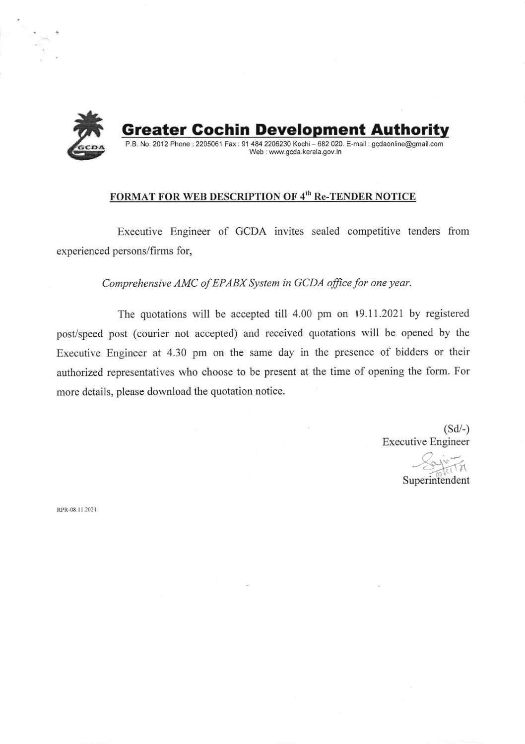# Greater Cochin Development Authority

P.B. No. 2012 Phone : 2205061 Fax : 91 484 2206230 Kochi – 682 020. E-mail : gcdaonline@gmail.com
Web : www.gcda.kerala.gov.in

## FORMAT FOR WEB DESCRIPTION OF 4th Re-TENDER NOTICE

Executive Engineer of GCDA invites sealed competitive tenders from experienced persons/firms for,

*Comprehensive AMC of EPABX System in GCDA office for one year.*

The quotations will be accepted till 4.00 pm on 19.11.2021 by registered post/speed post (courier not accepted) and received quotations will be opened by the Executive Engineer at 4.30 pm on the same day in the presence of bidders or their authorized representatives who choose to be present at the time of opening the form. For more details, please download the quotation notice.

(Sd/-)
Executive Engineer

Superintendent

RPR-08.11.2021